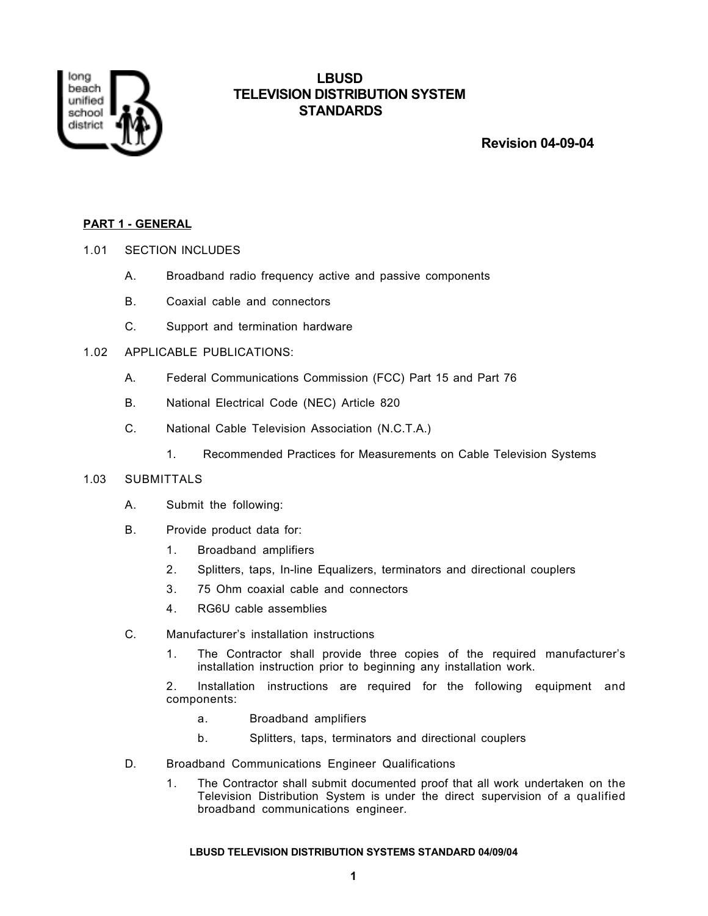# LBUSD
# TELEVISION DISTRIBUTION SYSTEM STANDARDS

**Revision 04-09-04**

## PART 1 - GENERAL

1.01 SECTION INCLUDES

A. Broadband radio frequency active and passive components

B. Coaxial cable and connectors

C. Support and termination hardware

1.02 APPLICABLE PUBLICATIONS:

A. Federal Communications Commission (FCC) Part 15 and Part 76

B. National Electrical Code (NEC) Article 820

C. National Cable Television Association (N.C.T.A.)

1. Recommended Practices for Measurements on Cable Television Systems

1.03 SUBMITTALS

A. Submit the following:

B. Provide product data for:

1. Broadband amplifiers
2. Splitters, taps, In-line Equalizers, terminators and directional couplers
3. 75 Ohm coaxial cable and connectors
4. RG6U cable assemblies

C. Manufacturer's installation instructions

1. The Contractor shall provide three copies of the required manufacturer's installation instruction prior to beginning any installation work.

2. Installation instructions are required for the following equipment and components:

a. Broadband amplifiers

b. Splitters, taps, terminators and directional couplers

D. Broadband Communications Engineer Qualifications

1. The Contractor shall submit documented proof that all work undertaken on the Television Distribution System is under the direct supervision of a qualified broadband communications engineer.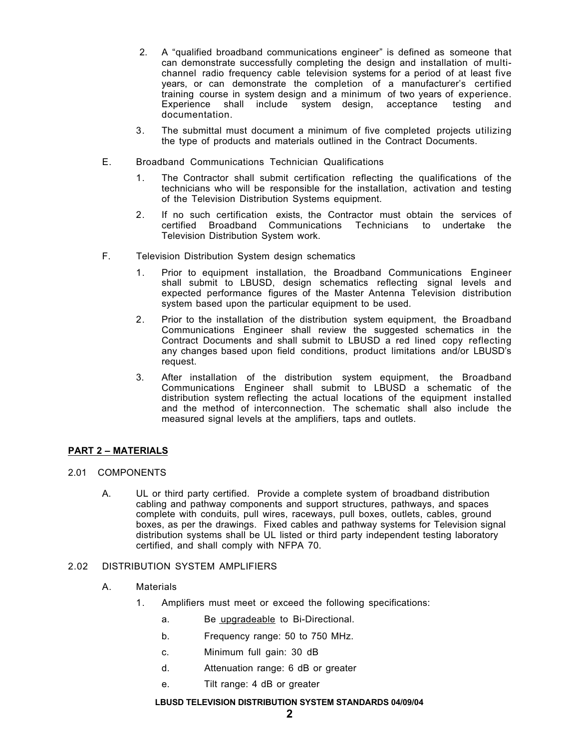2. A "qualified broadband communications engineer" is defined as someone that can demonstrate successfully completing the design and installation of multi-channel radio frequency cable television systems for a period of at least five years, or can demonstrate the completion of a manufacturer's certified training course in system design and a minimum of two years of experience. Experience shall include system design, acceptance testing and documentation.

3. The submittal must document a minimum of five completed projects utilizing the type of products and materials outlined in the Contract Documents.

E. Broadband Communications Technician Qualifications

1. The Contractor shall submit certification reflecting the qualifications of the technicians who will be responsible for the installation, activation and testing of the Television Distribution Systems equipment.

2. If no such certification exists, the Contractor must obtain the services of certified Broadband Communications Technicians to undertake the Television Distribution System work.

F. Television Distribution System design schematics

1. Prior to equipment installation, the Broadband Communications Engineer shall submit to LBUSD, design schematics reflecting signal levels and expected performance figures of the Master Antenna Television distribution system based upon the particular equipment to be used.

2. Prior to the installation of the distribution system equipment, the Broadband Communications Engineer shall review the suggested schematics in the Contract Documents and shall submit to LBUSD a red lined copy reflecting any changes based upon field conditions, product limitations and/or LBUSD's request.

3. After installation of the distribution system equipment, the Broadband Communications Engineer shall submit to LBUSD a schematic of the distribution system reflecting the actual locations of the equipment installed and the method of interconnection. The schematic shall also include the measured signal levels at the amplifiers, taps and outlets.

## PART 2 – MATERIALS

2.01 COMPONENTS

A. UL or third party certified. Provide a complete system of broadband distribution cabling and pathway components and support structures, pathways, and spaces complete with conduits, pull wires, raceways, pull boxes, outlets, cables, ground boxes, as per the drawings. Fixed cables and pathway systems for Television signal distribution systems shall be UL listed or third party independent testing laboratory certified, and shall comply with NFPA 70.

2.02 DISTRIBUTION SYSTEM AMPLIFIERS

A. Materials

1. Amplifiers must meet or exceed the following specifications:

a. Be <u>upgradeable</u> to Bi-Directional.

b. Frequency range: 50 to 750 MHz.

c. Minimum full gain: 30 dB

d. Attenuation range: 6 dB or greater

e. Tilt range: 4 dB or greater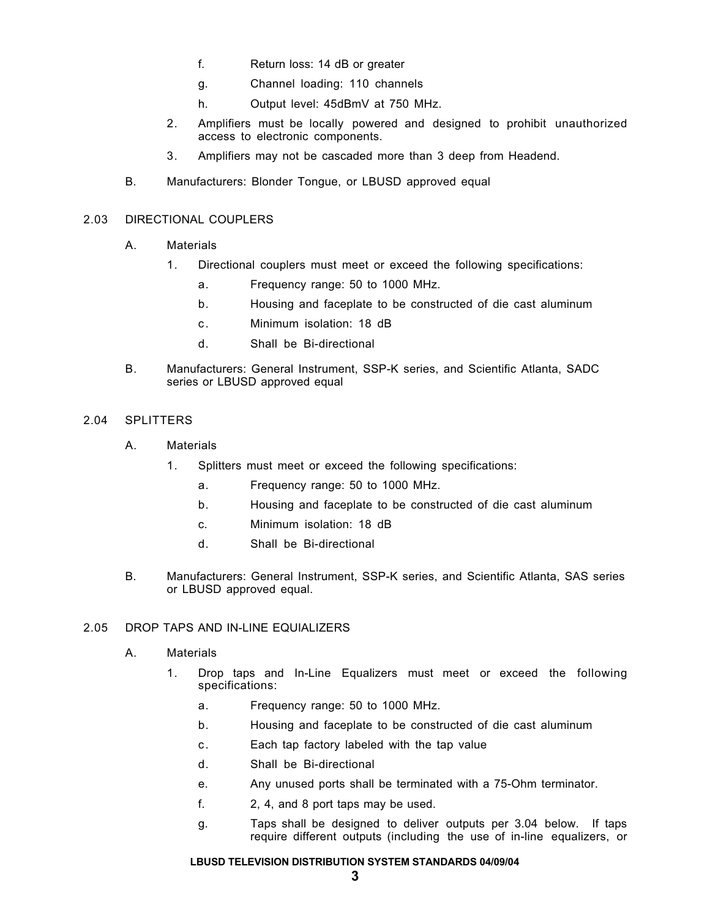f. Return loss: 14 dB or greater

g. Channel loading: 110 channels

h. Output level: 45dBmV at 750 MHz.

2. Amplifiers must be locally powered and designed to prohibit unauthorized access to electronic components.

3. Amplifiers may not be cascaded more than 3 deep from Headend.

B. Manufacturers: Blonder Tongue, or LBUSD approved equal

## 2.03 DIRECTIONAL COUPLERS

A. Materials

1. Directional couplers must meet or exceed the following specifications:

   a. Frequency range: 50 to 1000 MHz.

   b. Housing and faceplate to be constructed of die cast aluminum

   c. Minimum isolation: 18 dB

   d. Shall be Bi-directional

B. Manufacturers: General Instrument, SSP-K series, and Scientific Atlanta, SADC series or LBUSD approved equal

## 2.04 SPLITTERS

A. Materials

1. Splitters must meet or exceed the following specifications:

   a. Frequency range: 50 to 1000 MHz.

   b. Housing and faceplate to be constructed of die cast aluminum

   c. Minimum isolation: 18 dB

   d. Shall be Bi-directional

B. Manufacturers: General Instrument, SSP-K series, and Scientific Atlanta, SAS series or LBUSD approved equal.

## 2.05 DROP TAPS AND IN-LINE EQUIALIZERS

A. Materials

1. Drop taps and In-Line Equalizers must meet or exceed the following specifications:

   a. Frequency range: 50 to 1000 MHz.

   b. Housing and faceplate to be constructed of die cast aluminum

   c. Each tap factory labeled with the tap value

   d. Shall be Bi-directional

   e. Any unused ports shall be terminated with a 75-Ohm terminator.

   f. 2, 4, and 8 port taps may be used.

   g. Taps shall be designed to deliver outputs per 3.04 below. If taps require different outputs (including the use of in-line equalizers, or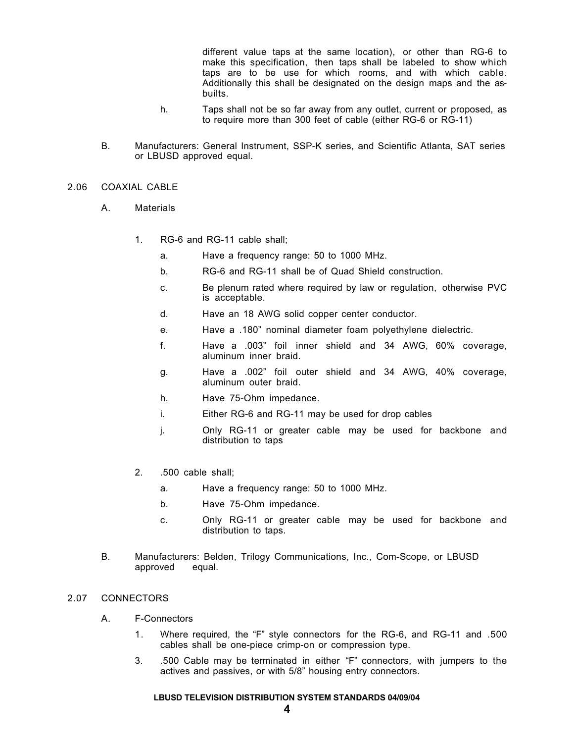different value taps at the same location), or other than RG-6 to make this specification, then taps shall be labeled to show which taps are to be use for which rooms, and with which cable. Additionally this shall be designated on the design maps and the as-builts.

h. Taps shall not be so far away from any outlet, current or proposed, as to require more than 300 feet of cable (either RG-6 or RG-11)

B. Manufacturers: General Instrument, SSP-K series, and Scientific Atlanta, SAT series or LBUSD approved equal.

## 2.06 COAXIAL CABLE

A. Materials

1. RG-6 and RG-11 cable shall;

   a. Have a frequency range: 50 to 1000 MHz.

   b. RG-6 and RG-11 shall be of Quad Shield construction.

   c. Be plenum rated where required by law or regulation, otherwise PVC is acceptable.

   d. Have an 18 AWG solid copper center conductor.

   e. Have a .180" nominal diameter foam polyethylene dielectric.

   f. Have a .003" foil inner shield and 34 AWG, 60% coverage, aluminum inner braid.

   g. Have a .002" foil outer shield and 34 AWG, 40% coverage, aluminum outer braid.

   h. Have 75-Ohm impedance.

   i. Either RG-6 and RG-11 may be used for drop cables

   j. Only RG-11 or greater cable may be used for backbone and distribution to taps

2. .500 cable shall;

   a. Have a frequency range: 50 to 1000 MHz.

   b. Have 75-Ohm impedance.

   c. Only RG-11 or greater cable may be used for backbone and distribution to taps.

B. Manufacturers: Belden, Trilogy Communications, Inc., Com-Scope, or LBUSD approved equal.

## 2.07 CONNECTORS

A. F-Connectors

1. Where required, the "F" style connectors for the RG-6, and RG-11 and .500 cables shall be one-piece crimp-on or compression type.

3. .500 Cable may be terminated in either "F" connectors, with jumpers to the actives and passives, or with 5/8" housing entry connectors.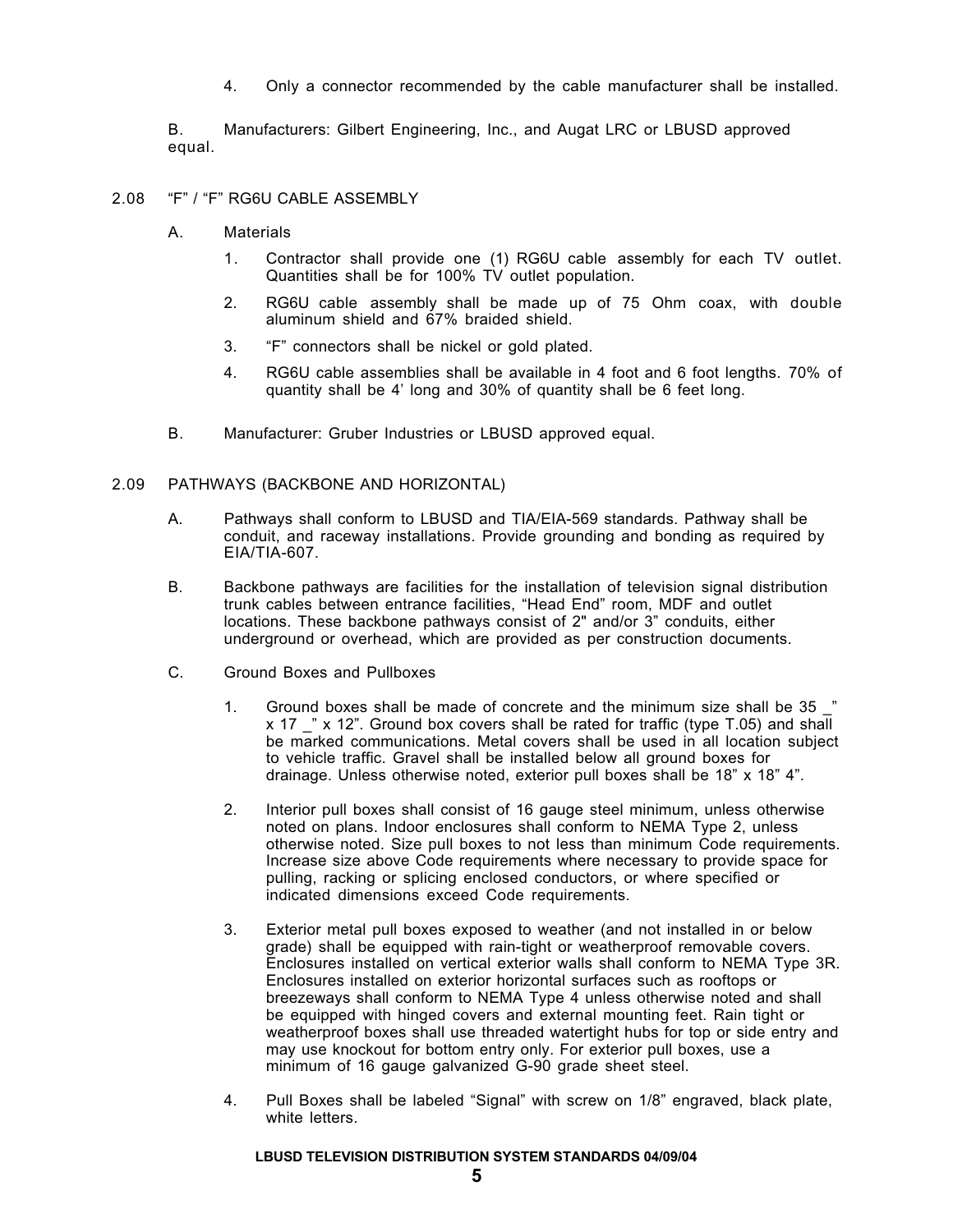4. Only a connector recommended by the cable manufacturer shall be installed.

B. Manufacturers: Gilbert Engineering, Inc., and Augat LRC or LBUSD approved equal.

## 2.08 "F" / "F" RG6U CABLE ASSEMBLY

A. Materials

1. Contractor shall provide one (1) RG6U cable assembly for each TV outlet. Quantities shall be for 100% TV outlet population.
2. RG6U cable assembly shall be made up of 75 Ohm coax, with double aluminum shield and 67% braided shield.
3. "F" connectors shall be nickel or gold plated.
4. RG6U cable assemblies shall be available in 4 foot and 6 foot lengths. 70% of quantity shall be 4' long and 30% of quantity shall be 6 feet long.

B. Manufacturer: Gruber Industries or LBUSD approved equal.

## 2.09 PATHWAYS (BACKBONE AND HORIZONTAL)

A. Pathways shall conform to LBUSD and TIA/EIA-569 standards. Pathway shall be conduit, and raceway installations. Provide grounding and bonding as required by EIA/TIA-607.

B. Backbone pathways are facilities for the installation of television signal distribution trunk cables between entrance facilities, "Head End" room, MDF and outlet locations. These backbone pathways consist of 2" and/or 3" conduits, either underground or overhead, which are provided as per construction documents.

C. Ground Boxes and Pullboxes

1. Ground boxes shall be made of concrete and the minimum size shall be 35 _" x 17 _" x 12". Ground box covers shall be rated for traffic (type T.05) and shall be marked communications. Metal covers shall be used in all location subject to vehicle traffic. Gravel shall be installed below all ground boxes for drainage. Unless otherwise noted, exterior pull boxes shall be 18" x 18" 4".
2. Interior pull boxes shall consist of 16 gauge steel minimum, unless otherwise noted on plans. Indoor enclosures shall conform to NEMA Type 2, unless otherwise noted. Size pull boxes to not less than minimum Code requirements. Increase size above Code requirements where necessary to provide space for pulling, racking or splicing enclosed conductors, or where specified or indicated dimensions exceed Code requirements.
3. Exterior metal pull boxes exposed to weather (and not installed in or below grade) shall be equipped with rain-tight or weatherproof removable covers. Enclosures installed on vertical exterior walls shall conform to NEMA Type 3R. Enclosures installed on exterior horizontal surfaces such as rooftops or breezeways shall conform to NEMA Type 4 unless otherwise noted and shall be equipped with hinged covers and external mounting feet. Rain tight or weatherproof boxes shall use threaded watertight hubs for top or side entry and may use knockout for bottom entry only. For exterior pull boxes, use a minimum of 16 gauge galvanized G-90 grade sheet steel.
4. Pull Boxes shall be labeled "Signal" with screw on 1/8" engraved, black plate, white letters.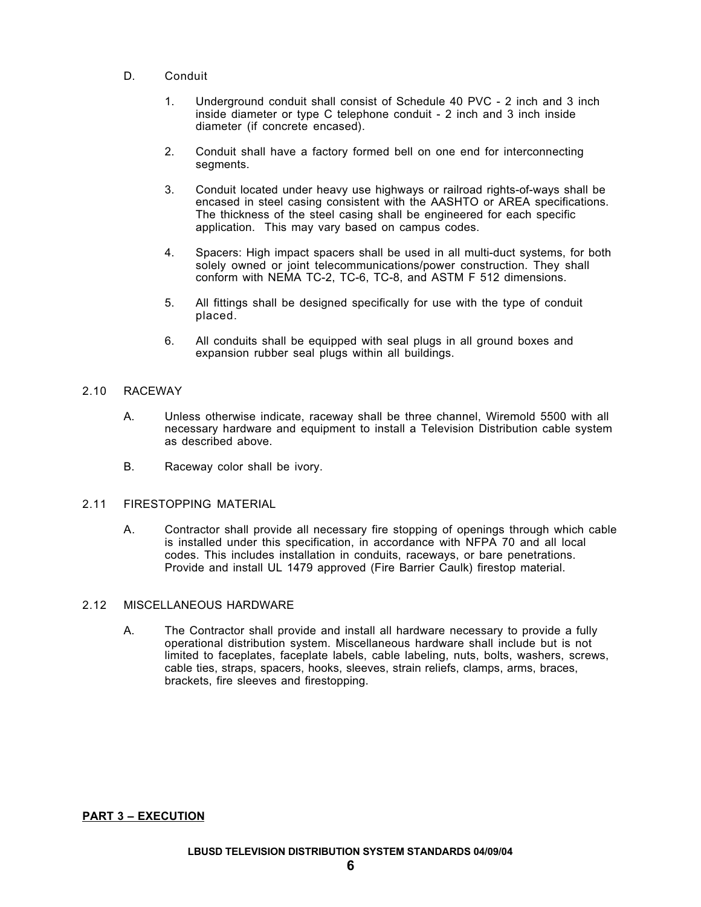D. Conduit

1. Underground conduit shall consist of Schedule 40 PVC - 2 inch and 3 inch inside diameter or type C telephone conduit - 2 inch and 3 inch inside diameter (if concrete encased).

2. Conduit shall have a factory formed bell on one end for interconnecting segments.

3. Conduit located under heavy use highways or railroad rights-of-ways shall be encased in steel casing consistent with the AASHTO or AREA specifications. The thickness of the steel casing shall be engineered for each specific application. This may vary based on campus codes.

4. Spacers: High impact spacers shall be used in all multi-duct systems, for both solely owned or joint telecommunications/power construction. They shall conform with NEMA TC-2, TC-6, TC-8, and ASTM F 512 dimensions.

5. All fittings shall be designed specifically for use with the type of conduit placed.

6. All conduits shall be equipped with seal plugs in all ground boxes and expansion rubber seal plugs within all buildings.

## 2.10 RACEWAY

A. Unless otherwise indicate, raceway shall be three channel, Wiremold 5500 with all necessary hardware and equipment to install a Television Distribution cable system as described above.

B. Raceway color shall be ivory.

## 2.11 FIRESTOPPING MATERIAL

A. Contractor shall provide all necessary fire stopping of openings through which cable is installed under this specification, in accordance with NFPA 70 and all local codes. This includes installation in conduits, raceways, or bare penetrations. Provide and install UL 1479 approved (Fire Barrier Caulk) firestop material.

## 2.12 MISCELLANEOUS HARDWARE

A. The Contractor shall provide and install all hardware necessary to provide a fully operational distribution system. Miscellaneous hardware shall include but is not limited to faceplates, faceplate labels, cable labeling, nuts, bolts, washers, screws, cable ties, straps, spacers, hooks, sleeves, strain reliefs, clamps, arms, braces, brackets, fire sleeves and firestopping.

# PART 3 – EXECUTION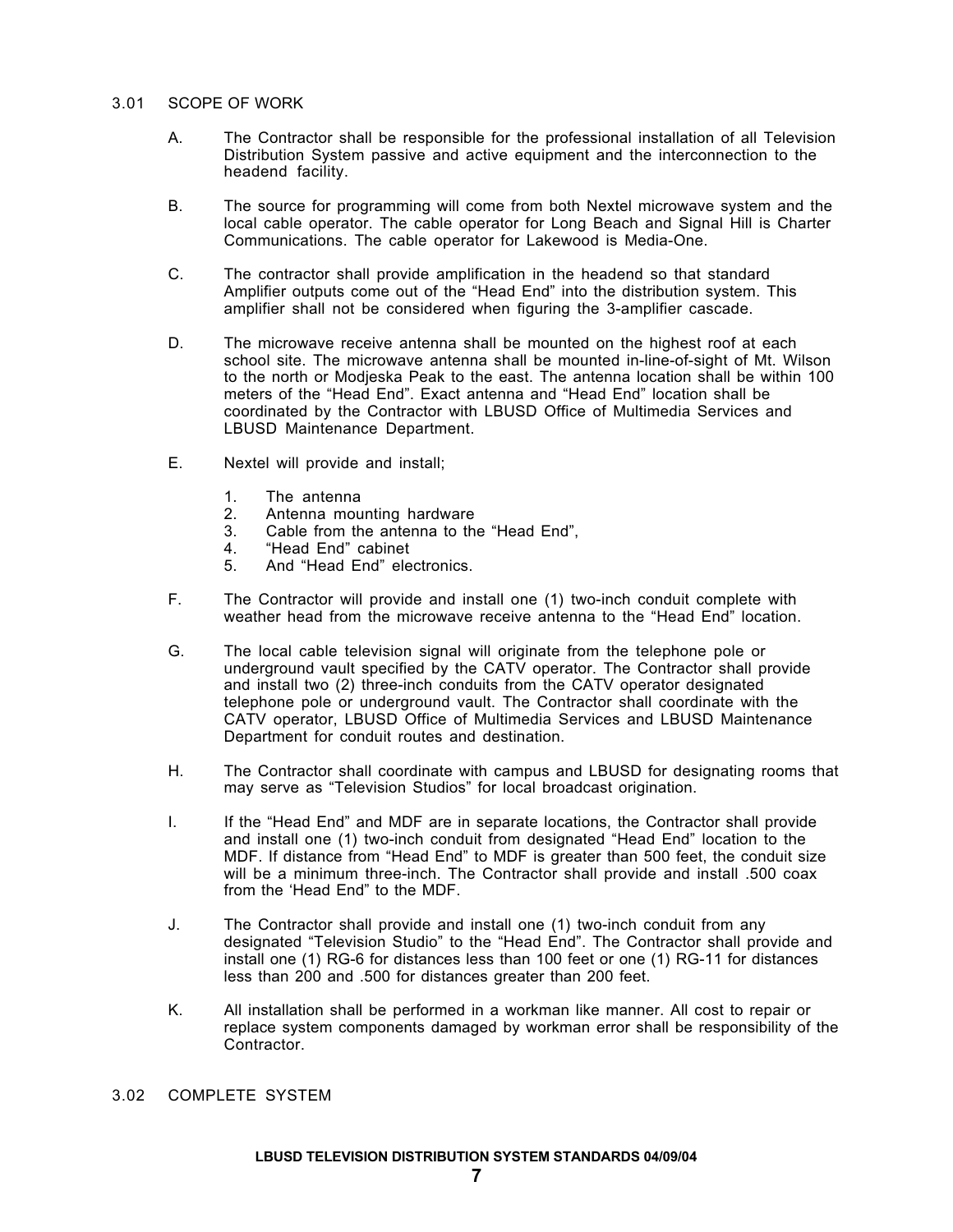## 3.01 SCOPE OF WORK

A. The Contractor shall be responsible for the professional installation of all Television Distribution System passive and active equipment and the interconnection to the headend facility.

B. The source for programming will come from both Nextel microwave system and the local cable operator. The cable operator for Long Beach and Signal Hill is Charter Communications. The cable operator for Lakewood is Media-One.

C. The contractor shall provide amplification in the headend so that standard Amplifier outputs come out of the "Head End" into the distribution system. This amplifier shall not be considered when figuring the 3-amplifier cascade.

D. The microwave receive antenna shall be mounted on the highest roof at each school site. The microwave antenna shall be mounted in-line-of-sight of Mt. Wilson to the north or Modjeska Peak to the east. The antenna location shall be within 100 meters of the "Head End". Exact antenna and "Head End" location shall be coordinated by the Contractor with LBUSD Office of Multimedia Services and LBUSD Maintenance Department.

E. Nextel will provide and install;

1. The antenna
2. Antenna mounting hardware
3. Cable from the antenna to the "Head End",
4. "Head End" cabinet
5. And "Head End" electronics.

F. The Contractor will provide and install one (1) two-inch conduit complete with weather head from the microwave receive antenna to the "Head End" location.

G. The local cable television signal will originate from the telephone pole or underground vault specified by the CATV operator. The Contractor shall provide and install two (2) three-inch conduits from the CATV operator designated telephone pole or underground vault. The Contractor shall coordinate with the CATV operator, LBUSD Office of Multimedia Services and LBUSD Maintenance Department for conduit routes and destination.

H. The Contractor shall coordinate with campus and LBUSD for designating rooms that may serve as "Television Studios" for local broadcast origination.

I. If the "Head End" and MDF are in separate locations, the Contractor shall provide and install one (1) two-inch conduit from designated "Head End" location to the MDF. If distance from "Head End" to MDF is greater than 500 feet, the conduit size will be a minimum three-inch. The Contractor shall provide and install .500 coax from the 'Head End" to the MDF.

J. The Contractor shall provide and install one (1) two-inch conduit from any designated "Television Studio" to the "Head End". The Contractor shall provide and install one (1) RG-6 for distances less than 100 feet or one (1) RG-11 for distances less than 200 and .500 for distances greater than 200 feet.

K. All installation shall be performed in a workman like manner. All cost to repair or replace system components damaged by workman error shall be responsibility of the Contractor.

## 3.02 COMPLETE SYSTEM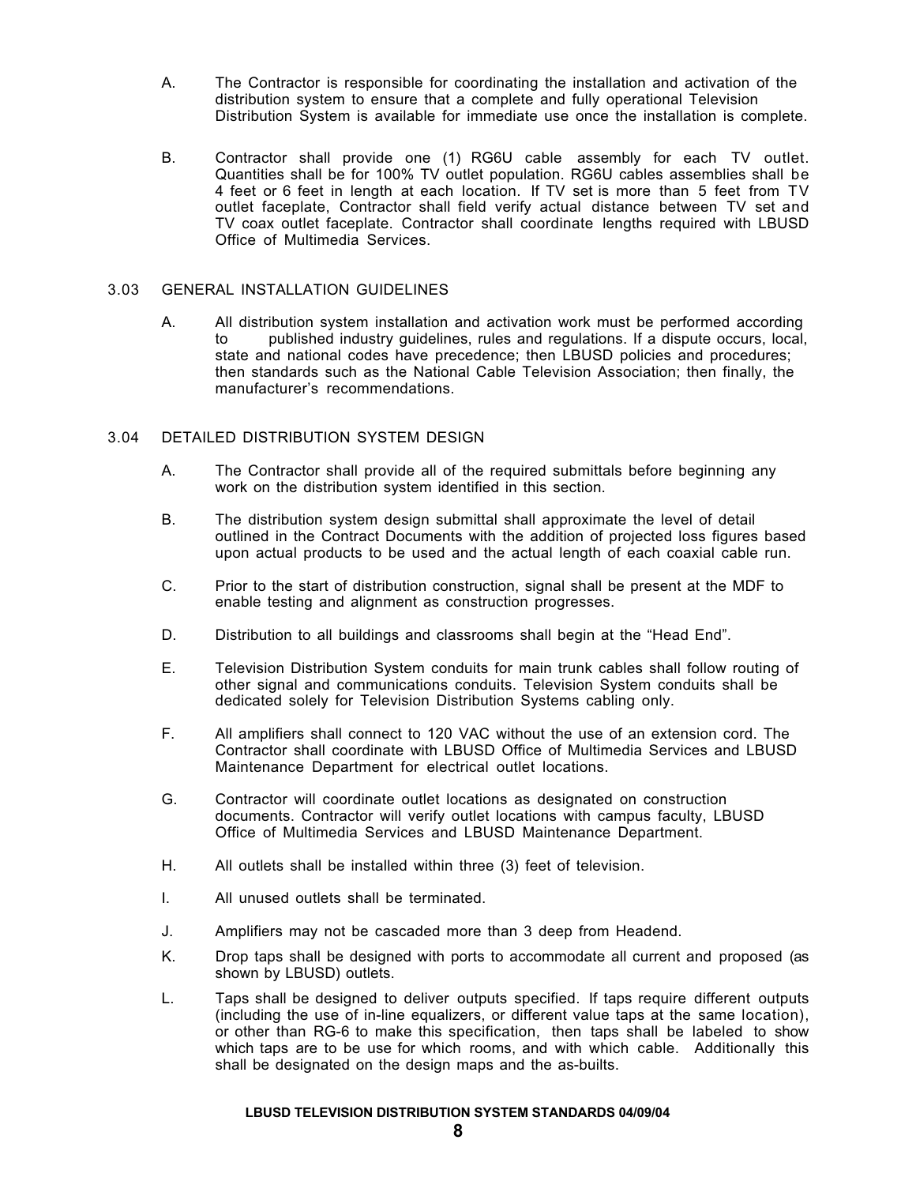A. The Contractor is responsible for coordinating the installation and activation of the distribution system to ensure that a complete and fully operational Television Distribution System is available for immediate use once the installation is complete.

B. Contractor shall provide one (1) RG6U cable assembly for each TV outlet. Quantities shall be for 100% TV outlet population. RG6U cables assemblies shall be 4 feet or 6 feet in length at each location. If TV set is more than 5 feet from TV outlet faceplate, Contractor shall field verify actual distance between TV set and TV coax outlet faceplate. Contractor shall coordinate lengths required with LBUSD Office of Multimedia Services.

## 3.03 GENERAL INSTALLATION GUIDELINES

A. All distribution system installation and activation work must be performed according to published industry guidelines, rules and regulations. If a dispute occurs, local, state and national codes have precedence; then LBUSD policies and procedures; then standards such as the National Cable Television Association; then finally, the manufacturer's recommendations.

## 3.04 DETAILED DISTRIBUTION SYSTEM DESIGN

A. The Contractor shall provide all of the required submittals before beginning any work on the distribution system identified in this section.

B. The distribution system design submittal shall approximate the level of detail outlined in the Contract Documents with the addition of projected loss figures based upon actual products to be used and the actual length of each coaxial cable run.

C. Prior to the start of distribution construction, signal shall be present at the MDF to enable testing and alignment as construction progresses.

D. Distribution to all buildings and classrooms shall begin at the "Head End".

E. Television Distribution System conduits for main trunk cables shall follow routing of other signal and communications conduits. Television System conduits shall be dedicated solely for Television Distribution Systems cabling only.

F. All amplifiers shall connect to 120 VAC without the use of an extension cord. The Contractor shall coordinate with LBUSD Office of Multimedia Services and LBUSD Maintenance Department for electrical outlet locations.

G. Contractor will coordinate outlet locations as designated on construction documents. Contractor will verify outlet locations with campus faculty, LBUSD Office of Multimedia Services and LBUSD Maintenance Department.

H. All outlets shall be installed within three (3) feet of television.

I. All unused outlets shall be terminated.

J. Amplifiers may not be cascaded more than 3 deep from Headend.

K. Drop taps shall be designed with ports to accommodate all current and proposed (as shown by LBUSD) outlets.

L. Taps shall be designed to deliver outputs specified. If taps require different outputs (including the use of in-line equalizers, or different value taps at the same location), or other than RG-6 to make this specification, then taps shall be labeled to show which taps are to be use for which rooms, and with which cable. Additionally this shall be designated on the design maps and the as-builts.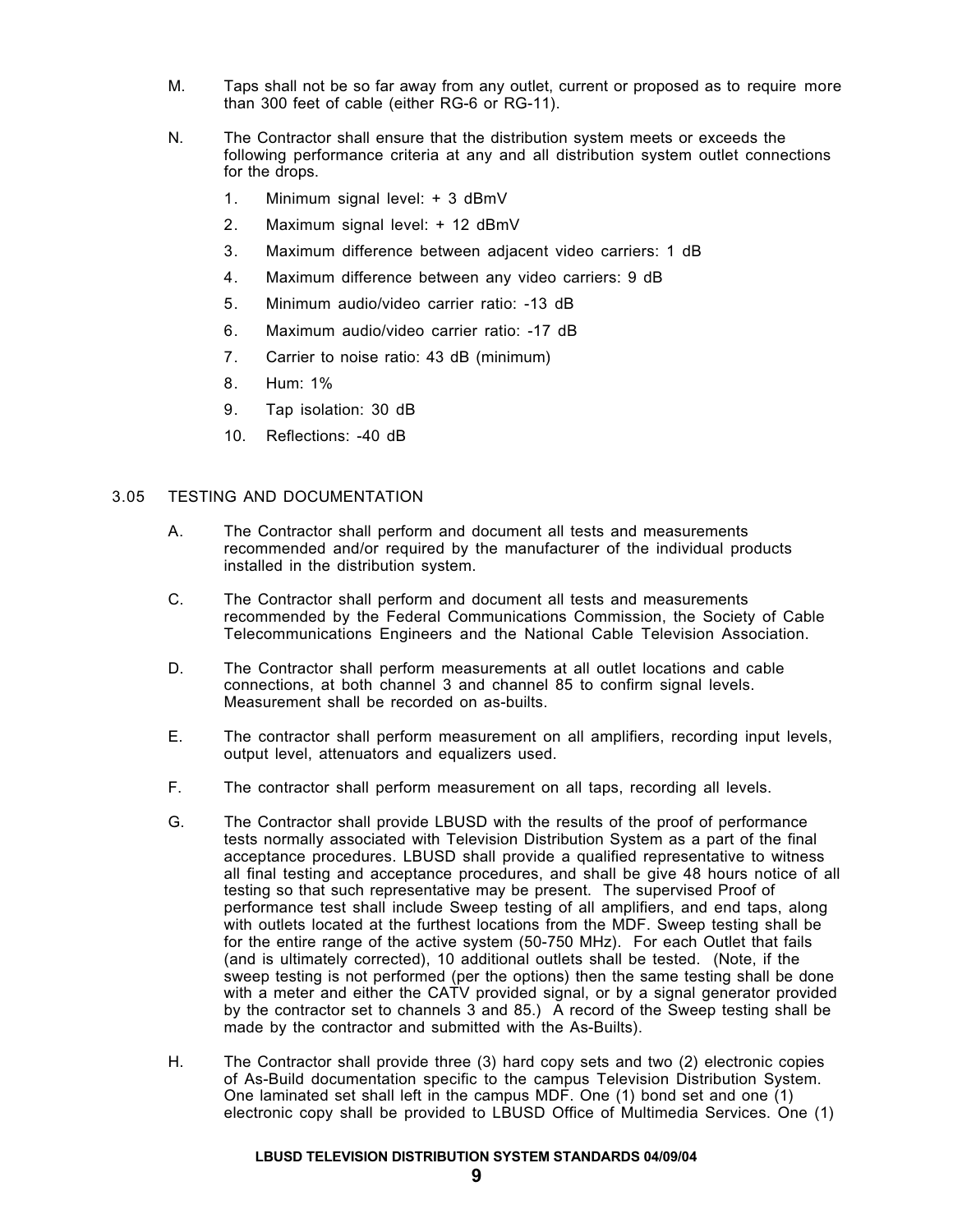M. Taps shall not be so far away from any outlet, current or proposed as to require more than 300 feet of cable (either RG-6 or RG-11).

N. The Contractor shall ensure that the distribution system meets or exceeds the following performance criteria at any and all distribution system outlet connections for the drops.

1. Minimum signal level: + 3 dBmV
2. Maximum signal level: + 12 dBmV
3. Maximum difference between adjacent video carriers: 1 dB
4. Maximum difference between any video carriers: 9 dB
5. Minimum audio/video carrier ratio: -13 dB
6. Maximum audio/video carrier ratio: -17 dB
7. Carrier to noise ratio: 43 dB (minimum)
8. Hum: 1%
9. Tap isolation: 30 dB
10. Reflections: -40 dB

## 3.05 TESTING AND DOCUMENTATION

A. The Contractor shall perform and document all tests and measurements recommended and/or required by the manufacturer of the individual products installed in the distribution system.

C. The Contractor shall perform and document all tests and measurements recommended by the Federal Communications Commission, the Society of Cable Telecommunications Engineers and the National Cable Television Association.

D. The Contractor shall perform measurements at all outlet locations and cable connections, at both channel 3 and channel 85 to confirm signal levels. Measurement shall be recorded on as-builts.

E. The contractor shall perform measurement on all amplifiers, recording input levels, output level, attenuators and equalizers used.

F. The contractor shall perform measurement on all taps, recording all levels.

G. The Contractor shall provide LBUSD with the results of the proof of performance tests normally associated with Television Distribution System as a part of the final acceptance procedures. LBUSD shall provide a qualified representative to witness all final testing and acceptance procedures, and shall be give 48 hours notice of all testing so that such representative may be present. The supervised Proof of performance test shall include Sweep testing of all amplifiers, and end taps, along with outlets located at the furthest locations from the MDF. Sweep testing shall be for the entire range of the active system (50-750 MHz). For each Outlet that fails (and is ultimately corrected), 10 additional outlets shall be tested. (Note, if the sweep testing is not performed (per the options) then the same testing shall be done with a meter and either the CATV provided signal, or by a signal generator provided by the contractor set to channels 3 and 85.) A record of the Sweep testing shall be made by the contractor and submitted with the As-Builts).

H. The Contractor shall provide three (3) hard copy sets and two (2) electronic copies of As-Build documentation specific to the campus Television Distribution System. One laminated set shall left in the campus MDF. One (1) bond set and one (1) electronic copy shall be provided to LBUSD Office of Multimedia Services. One (1)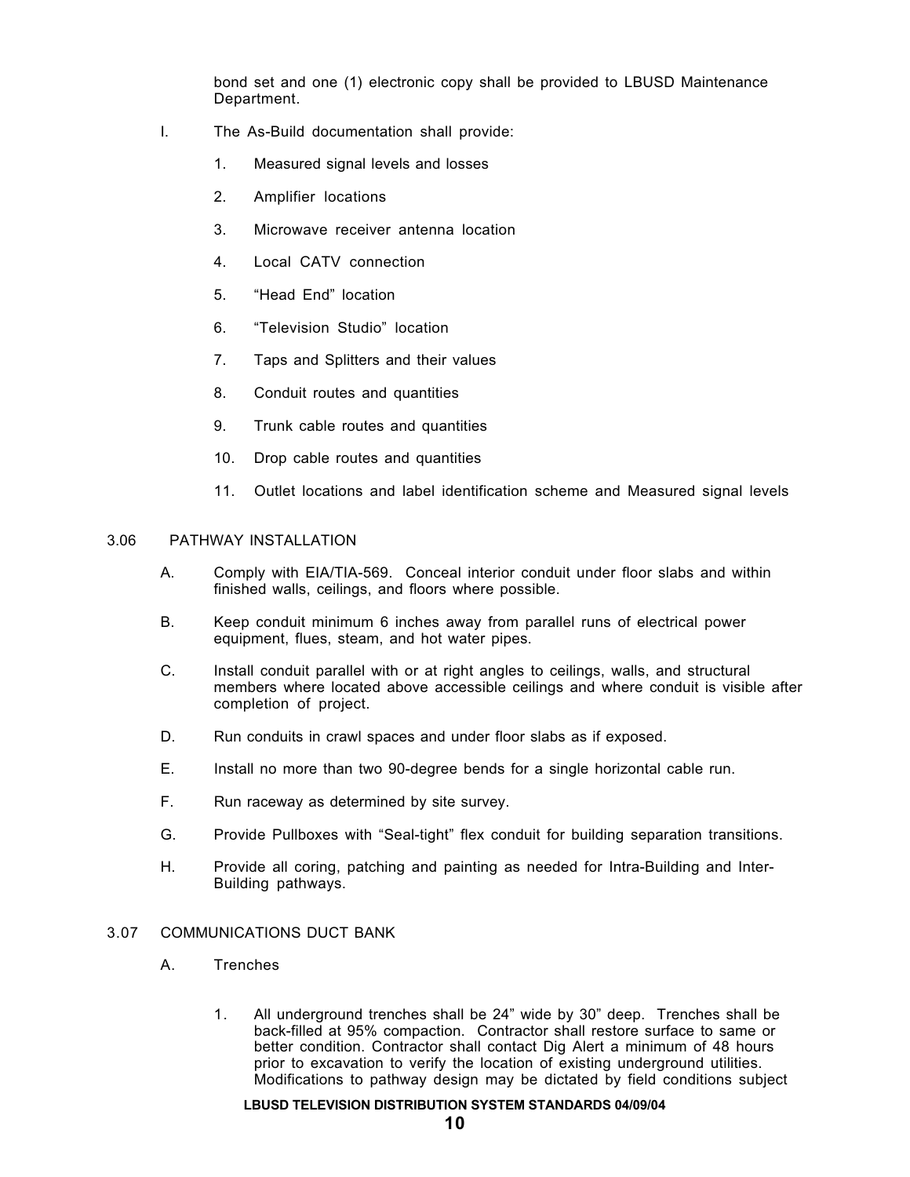bond set and one (1) electronic copy shall be provided to LBUSD Maintenance Department.

I. The As-Build documentation shall provide:

1. Measured signal levels and losses
2. Amplifier locations
3. Microwave receiver antenna location
4. Local CATV connection
5. “Head End” location
6. “Television Studio” location
7. Taps and Splitters and their values
8. Conduit routes and quantities
9. Trunk cable routes and quantities
10. Drop cable routes and quantities
11. Outlet locations and label identification scheme and Measured signal levels

## 3.06 PATHWAY INSTALLATION

A. Comply with EIA/TIA-569. Conceal interior conduit under floor slabs and within finished walls, ceilings, and floors where possible.

B. Keep conduit minimum 6 inches away from parallel runs of electrical power equipment, flues, steam, and hot water pipes.

C. Install conduit parallel with or at right angles to ceilings, walls, and structural members where located above accessible ceilings and where conduit is visible after completion of project.

D. Run conduits in crawl spaces and under floor slabs as if exposed.

E. Install no more than two 90-degree bends for a single horizontal cable run.

F. Run raceway as determined by site survey.

G. Provide Pullboxes with “Seal-tight” flex conduit for building separation transitions.

H. Provide all coring, patching and painting as needed for Intra-Building and Inter-Building pathways.

## 3.07 COMMUNICATIONS DUCT BANK

A. Trenches

1. All underground trenches shall be 24” wide by 30” deep. Trenches shall be back-filled at 95% compaction. Contractor shall restore surface to same or better condition. Contractor shall contact Dig Alert a minimum of 48 hours prior to excavation to verify the location of existing underground utilities. Modifications to pathway design may be dictated by field conditions subject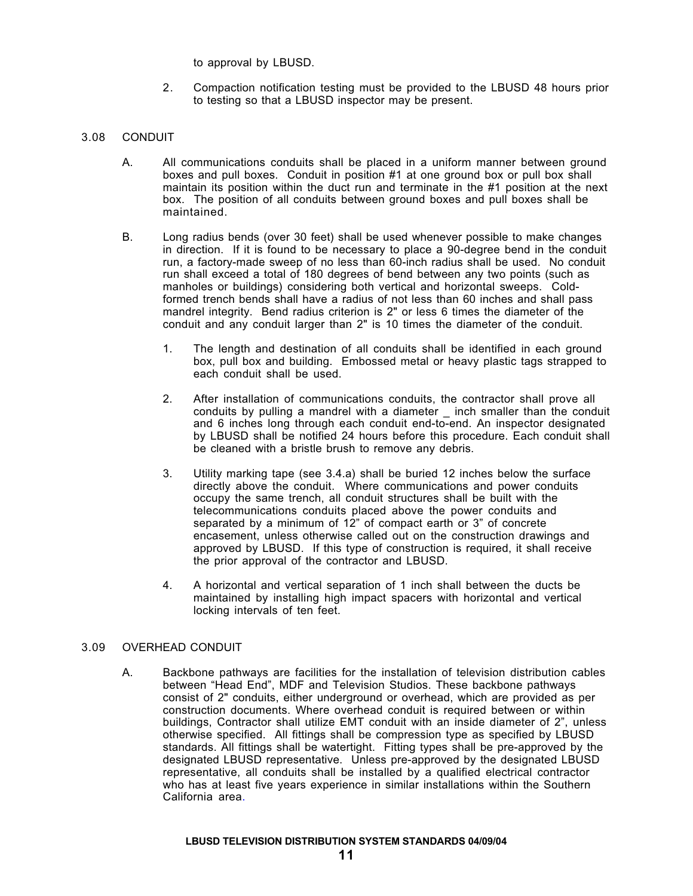to approval by LBUSD.

2. Compaction notification testing must be provided to the LBUSD 48 hours prior to testing so that a LBUSD inspector may be present.

## 3.08 CONDUIT

A. All communications conduits shall be placed in a uniform manner between ground boxes and pull boxes. Conduit in position #1 at one ground box or pull box shall maintain its position within the duct run and terminate in the #1 position at the next box. The position of all conduits between ground boxes and pull boxes shall be maintained.

B. Long radius bends (over 30 feet) shall be used whenever possible to make changes in direction. If it is found to be necessary to place a 90-degree bend in the conduit run, a factory-made sweep of no less than 60-inch radius shall be used. No conduit run shall exceed a total of 180 degrees of bend between any two points (such as manholes or buildings) considering both vertical and horizontal sweeps. Cold-formed trench bends shall have a radius of not less than 60 inches and shall pass mandrel integrity. Bend radius criterion is 2" or less 6 times the diameter of the conduit and any conduit larger than 2" is 10 times the diameter of the conduit.

1. The length and destination of all conduits shall be identified in each ground box, pull box and building. Embossed metal or heavy plastic tags strapped to each conduit shall be used.

2. After installation of communications conduits, the contractor shall prove all conduits by pulling a mandrel with a diameter _ inch smaller than the conduit and 6 inches long through each conduit end-to-end. An inspector designated by LBUSD shall be notified 24 hours before this procedure. Each conduit shall be cleaned with a bristle brush to remove any debris.

3. Utility marking tape (see 3.4.a) shall be buried 12 inches below the surface directly above the conduit. Where communications and power conduits occupy the same trench, all conduit structures shall be built with the telecommunications conduits placed above the power conduits and separated by a minimum of 12" of compact earth or 3" of concrete encasement, unless otherwise called out on the construction drawings and approved by LBUSD. If this type of construction is required, it shall receive the prior approval of the contractor and LBUSD.

4. A horizontal and vertical separation of 1 inch shall between the ducts be maintained by installing high impact spacers with horizontal and vertical locking intervals of ten feet.

## 3.09 OVERHEAD CONDUIT

A. Backbone pathways are facilities for the installation of television distribution cables between "Head End", MDF and Television Studios. These backbone pathways consist of 2" conduits, either underground or overhead, which are provided as per construction documents. Where overhead conduit is required between or within buildings, Contractor shall utilize EMT conduit with an inside diameter of 2", unless otherwise specified. All fittings shall be compression type as specified by LBUSD standards. All fittings shall be watertight. Fitting types shall be pre-approved by the designated LBUSD representative. Unless pre-approved by the designated LBUSD representative, all conduits shall be installed by a qualified electrical contractor who has at least five years experience in similar installations within the Southern California area.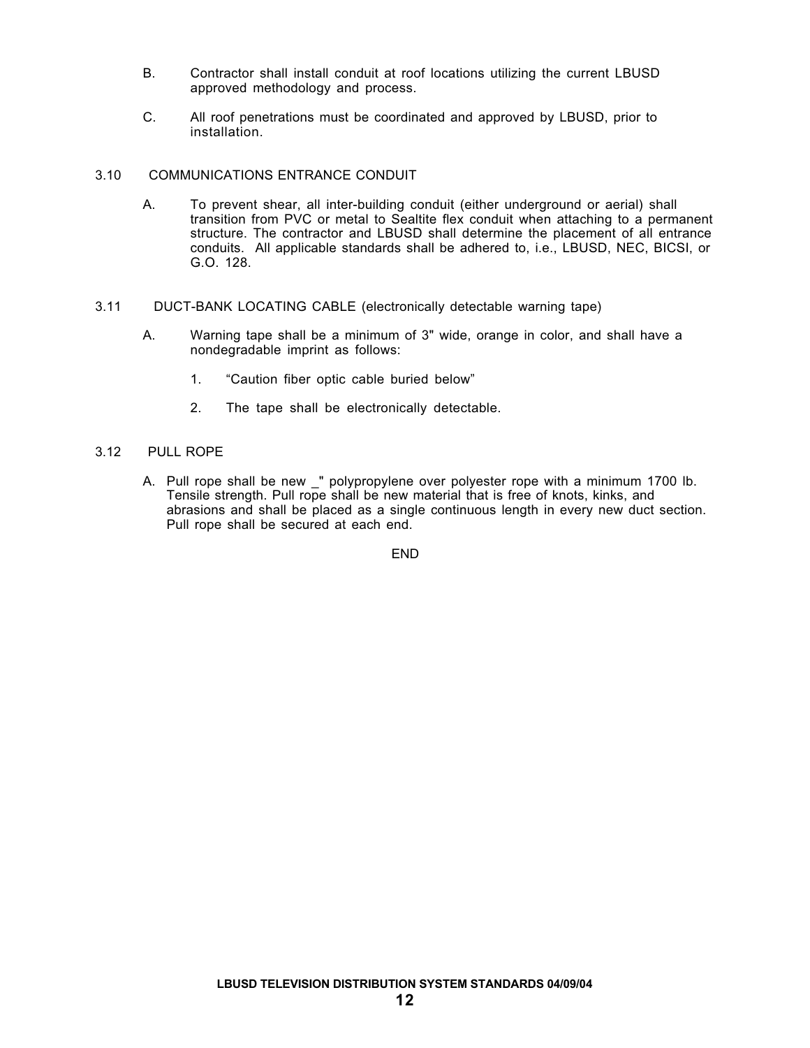B. Contractor shall install conduit at roof locations utilizing the current LBUSD approved methodology and process.

C. All roof penetrations must be coordinated and approved by LBUSD, prior to installation.

## 3.10 COMMUNICATIONS ENTRANCE CONDUIT

A. To prevent shear, all inter-building conduit (either underground or aerial) shall transition from PVC or metal to Sealtite flex conduit when attaching to a permanent structure. The contractor and LBUSD shall determine the placement of all entrance conduits. All applicable standards shall be adhered to, i.e., LBUSD, NEC, BICSI, or G.O. 128.

## 3.11 DUCT-BANK LOCATING CABLE (electronically detectable warning tape)

A. Warning tape shall be a minimum of 3" wide, orange in color, and shall have a nondegradable imprint as follows:

1. “Caution fiber optic cable buried below”

2. The tape shall be electronically detectable.

## 3.12 PULL ROPE

A. Pull rope shall be new _" polypropylene over polyester rope with a minimum 1700 lb. Tensile strength. Pull rope shall be new material that is free of knots, kinks, and abrasions and shall be placed as a single continuous length in every new duct section. Pull rope shall be secured at each end.

END